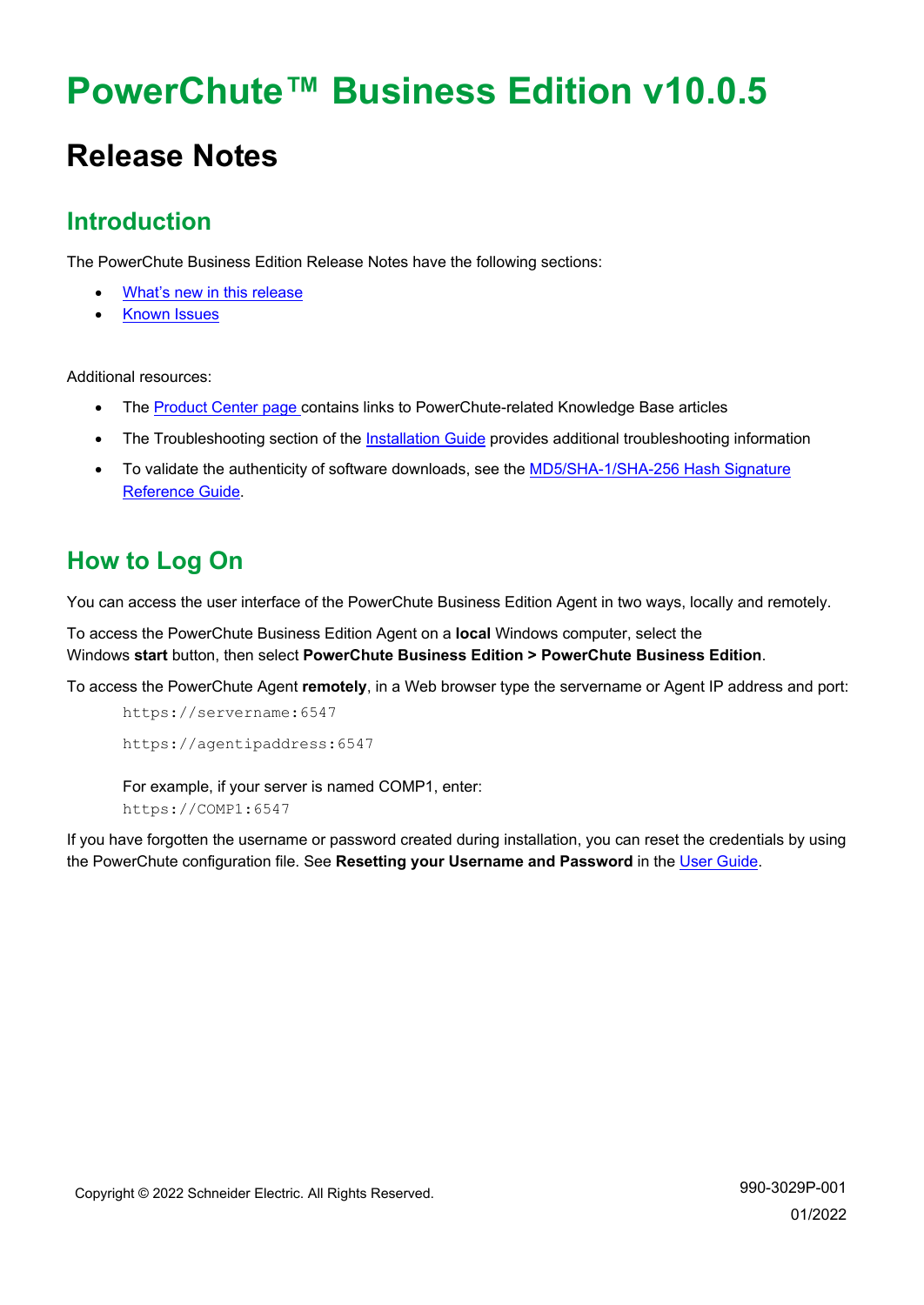# PowerChute™ Business Edition v10.0.5

## Release Notes

### Introduction

The PowerChute Business Edition Release Notes have the following sections:

- What's new in this release
- Known Issues

Additional resources:

- The Product Center page contains links to PowerChute-related Knowledge Base articles
- The Troubleshooting section of the Installation Guide provides additional troubleshooting information
- To validate the authenticity of software downloads, see the MD5/SHA-1/SHA-256 Hash Signature Reference Guide.

### How to Log On

You can access the user interface of the PowerChute Business Edition Agent in two ways, locally and remotely.

To access the PowerChute Business Edition Agent on a **local** Windows computer, select the Windows **start** button, then select **PowerChute Business Edition > PowerChute Business Edition**.

To access the PowerChute Agent **remotely**, in a Web browser type the servername or Agent IP address and port:

```
https://servername:6547
https://agentipaddress:6547
```

For example, if your server is named COMP1, enter:

```
https://COMP1:6547
```

If you have forgotten the username or password created during installation, you can reset the credentials by using the PowerChute configuration file. See **Resetting your Username and Password** in the User Guide.

Copyright © 2022 Schneider Electric. All Rights Reserved.

990-3029P-001

01/2022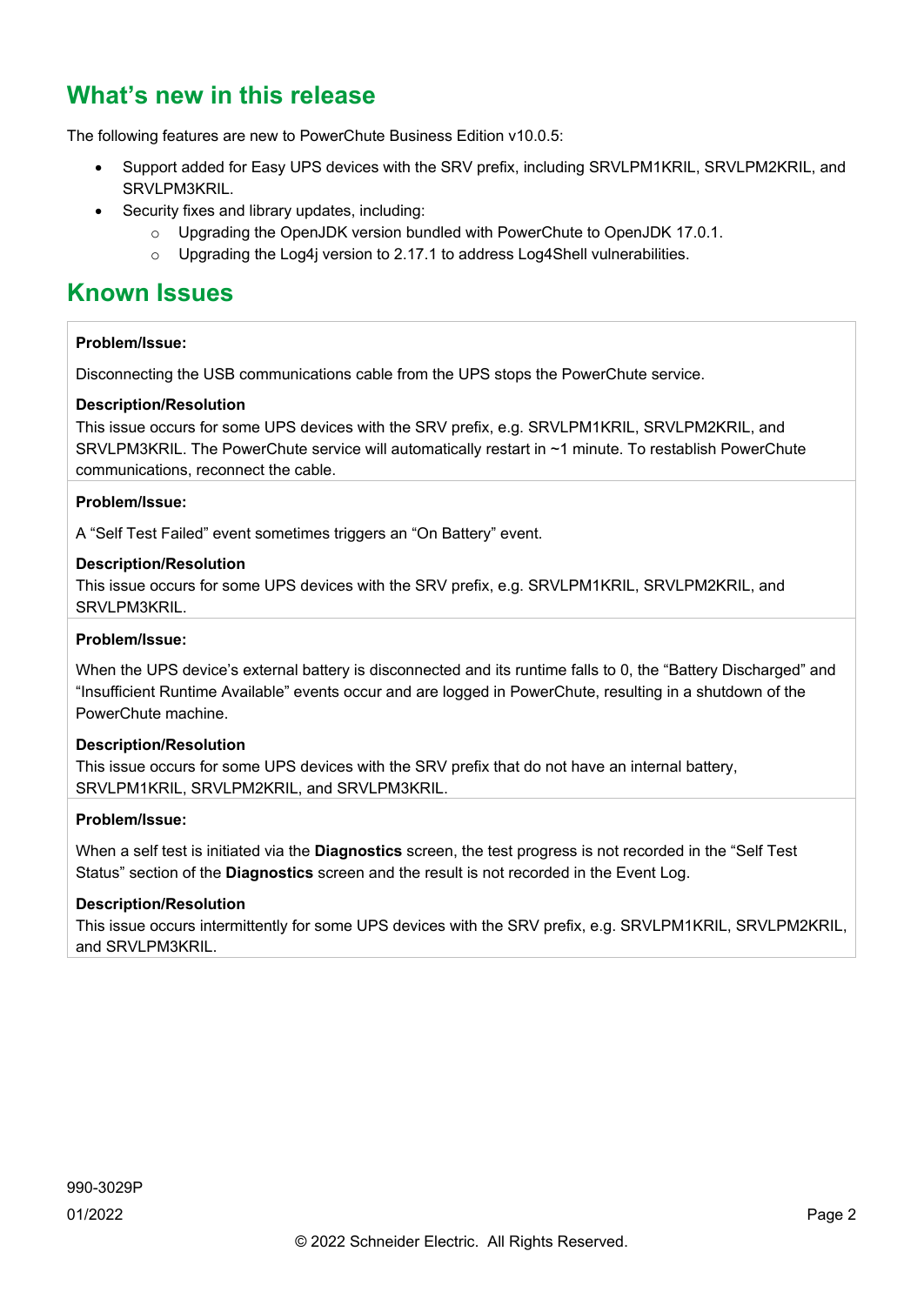## What's new in this release

The following features are new to PowerChute Business Edition v10.0.5:

- Support added for Easy UPS devices with the SRV prefix, including SRVLPM1KRIL, SRVLPM2KRIL, and SRVLPM3KRIL.
- Security fixes and library updates, including:
  - Upgrading the OpenJDK version bundled with PowerChute to OpenJDK 17.0.1.
  - Upgrading the Log4j version to 2.17.1 to address Log4Shell vulnerabilities.

## Known Issues

**Problem/Issue:**

Disconnecting the USB communications cable from the UPS stops the PowerChute service.

**Description/Resolution**

This issue occurs for some UPS devices with the SRV prefix, e.g. SRVLPM1KRIL, SRVLPM2KRIL, and SRVLPM3KRIL. The PowerChute service will automatically restart in ~1 minute. To restablish PowerChute communications, reconnect the cable.

**Problem/Issue:**

A "Self Test Failed" event sometimes triggers an "On Battery" event.

**Description/Resolution**

This issue occurs for some UPS devices with the SRV prefix, e.g. SRVLPM1KRIL, SRVLPM2KRIL, and SRVLPM3KRIL.

**Problem/Issue:**

When the UPS device's external battery is disconnected and its runtime falls to 0, the "Battery Discharged" and "Insufficient Runtime Available" events occur and are logged in PowerChute, resulting in a shutdown of the PowerChute machine.

**Description/Resolution**

This issue occurs for some UPS devices with the SRV prefix that do not have an internal battery, SRVLPM1KRIL, SRVLPM2KRIL, and SRVLPM3KRIL.

**Problem/Issue:**

When a self test is initiated via the **Diagnostics** screen, the test progress is not recorded in the "Self Test Status" section of the **Diagnostics** screen and the result is not recorded in the Event Log.

**Description/Resolution**

This issue occurs intermittently for some UPS devices with the SRV prefix, e.g. SRVLPM1KRIL, SRVLPM2KRIL, and SRVLPM3KRIL.

990-3029P

01/2022

© 2022 Schneider Electric. All Rights Reserved.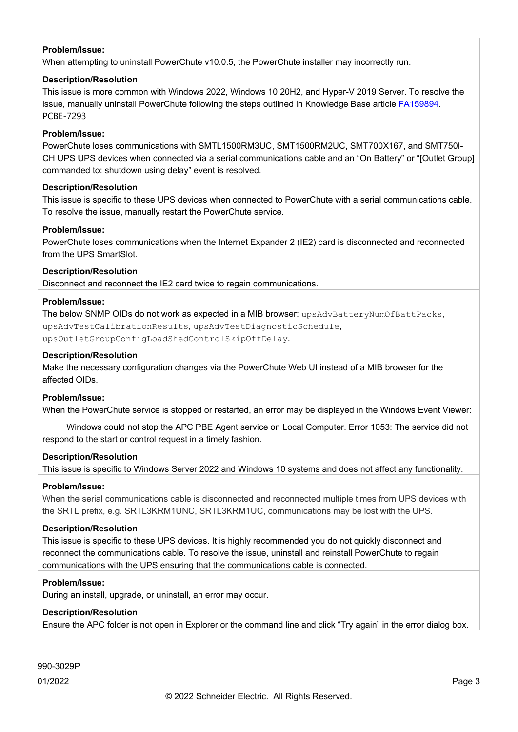**Problem/Issue:**

When attempting to uninstall PowerChute v10.0.5, the PowerChute installer may incorrectly run.

**Description/Resolution**

This issue is more common with Windows 2022, Windows 10 20H2, and Hyper-V 2019 Server. To resolve the issue, manually uninstall PowerChute following the steps outlined in Knowledge Base article FA159894.
PCBE-7293

**Problem/Issue:**

PowerChute loses communications with SMTL1500RM3UC, SMT1500RM2UC, SMT700X167, and SMT750I-CH UPS UPS devices when connected via a serial communications cable and an "On Battery" or "[Outlet Group] commanded to: shutdown using delay" event is resolved.

**Description/Resolution**

This issue is specific to these UPS devices when connected to PowerChute with a serial communications cable. To resolve the issue, manually restart the PowerChute service.

**Problem/Issue:**

PowerChute loses communications when the Internet Expander 2 (IE2) card is disconnected and reconnected from the UPS SmartSlot.

**Description/Resolution**

Disconnect and reconnect the IE2 card twice to regain communications.

**Problem/Issue:**

The below SNMP OIDs do not work as expected in a MIB browser: `upsAdvBatteryNumOfBattPacks`, `upsAdvTestCalibrationResults`, `upsAdvTestDiagnosticSchedule`, `upsOutletGroupConfigLoadShedControlSkipOffDelay`.

**Description/Resolution**

Make the necessary configuration changes via the PowerChute Web UI instead of a MIB browser for the affected OIDs.

**Problem/Issue:**

When the PowerChute service is stopped or restarted, an error may be displayed in the Windows Event Viewer:

Windows could not stop the APC PBE Agent service on Local Computer. Error 1053: The service did not respond to the start or control request in a timely fashion.

**Description/Resolution**

This issue is specific to Windows Server 2022 and Windows 10 systems and does not affect any functionality.

**Problem/Issue:**

When the serial communications cable is disconnected and reconnected multiple times from UPS devices with the SRTL prefix, e.g. SRTL3KRM1UNC, SRTL3KRM1UC, communications may be lost with the UPS.

**Description/Resolution**

This issue is specific to these UPS devices. It is highly recommended you do not quickly disconnect and reconnect the communications cable. To resolve the issue, uninstall and reinstall PowerChute to regain communications with the UPS ensuring that the communications cable is connected.

**Problem/Issue:**

During an install, upgrade, or uninstall, an error may occur.

**Description/Resolution**

Ensure the APC folder is not open in Explorer or the command line and click "Try again" in the error dialog box.

990-3029P

01/2022

© 2022 Schneider Electric. All Rights Reserved.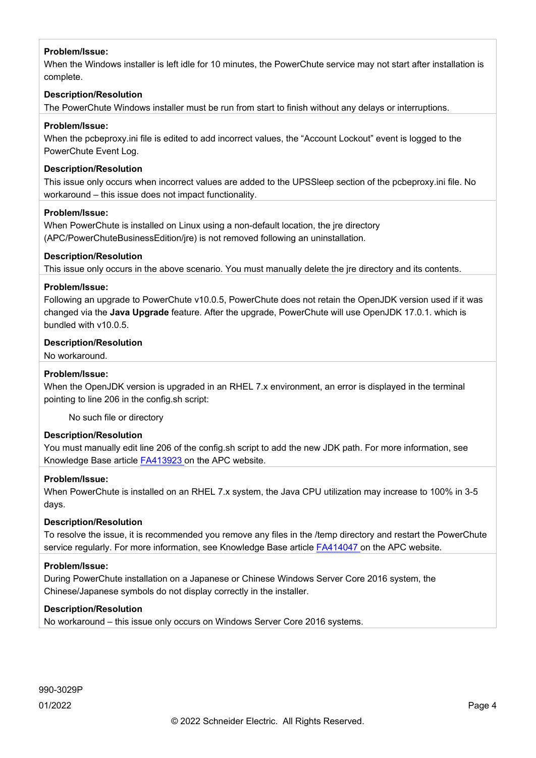**Problem/Issue:**

When the Windows installer is left idle for 10 minutes, the PowerChute service may not start after installation is complete.

**Description/Resolution**

The PowerChute Windows installer must be run from start to finish without any delays or interruptions.

**Problem/Issue:**

When the pcbeproxy.ini file is edited to add incorrect values, the “Account Lockout” event is logged to the PowerChute Event Log.

**Description/Resolution**

This issue only occurs when incorrect values are added to the UPSSleep section of the pcbeproxy.ini file. No workaround – this issue does not impact functionality.

**Problem/Issue:**

When PowerChute is installed on Linux using a non-default location, the jre directory (APC/PowerChuteBusinessEdition/jre) is not removed following an uninstallation.

**Description/Resolution**

This issue only occurs in the above scenario. You must manually delete the jre directory and its contents.

**Problem/Issue:**

Following an upgrade to PowerChute v10.0.5, PowerChute does not retain the OpenJDK version used if it was changed via the **Java Upgrade** feature. After the upgrade, PowerChute will use OpenJDK 17.0.1. which is bundled with v10.0.5.

**Description/Resolution**

No workaround.

**Problem/Issue:**

When the OpenJDK version is upgraded in an RHEL 7.x environment, an error is displayed in the terminal pointing to line 206 in the config.sh script:

> No such file or directory

**Description/Resolution**

You must manually edit line 206 of the config.sh script to add the new JDK path. For more information, see Knowledge Base article FA413923 on the APC website.

**Problem/Issue:**

When PowerChute is installed on an RHEL 7.x system, the Java CPU utilization may increase to 100% in 3-5 days.

**Description/Resolution**

To resolve the issue, it is recommended you remove any files in the /temp directory and restart the PowerChute service regularly. For more information, see Knowledge Base article FA414047 on the APC website.

**Problem/Issue:**

During PowerChute installation on a Japanese or Chinese Windows Server Core 2016 system, the Chinese/Japanese symbols do not display correctly in the installer.

**Description/Resolution**

No workaround – this issue only occurs on Windows Server Core 2016 systems.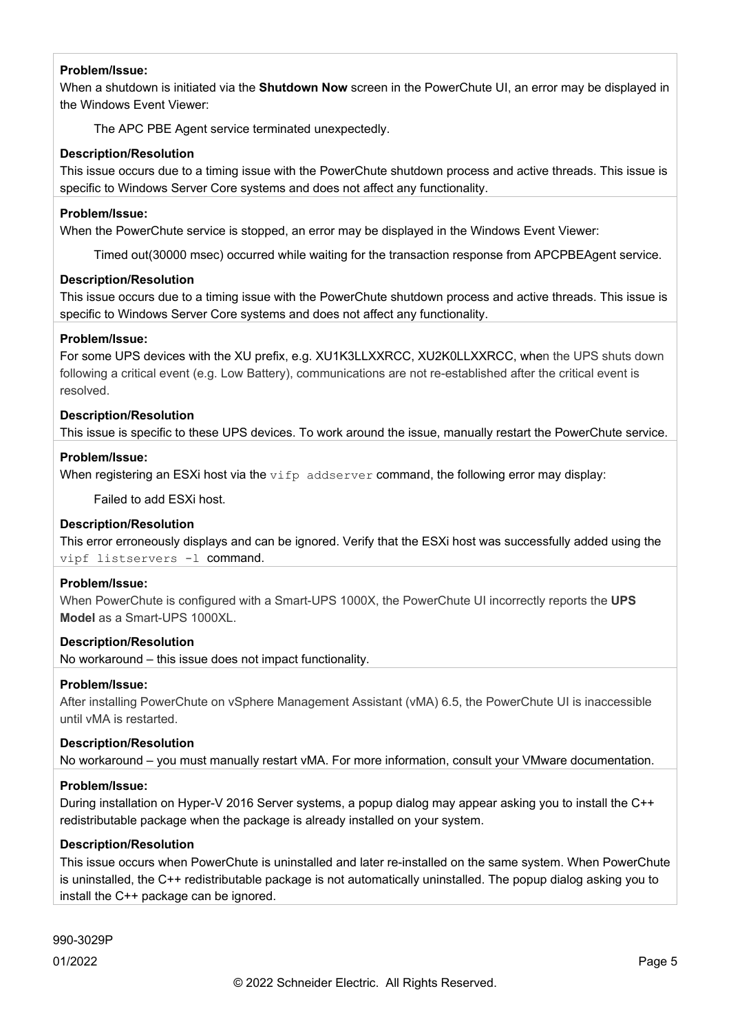**Problem/Issue:**

When a shutdown is initiated via the **Shutdown Now** screen in the PowerChute UI, an error may be displayed in the Windows Event Viewer:

> The APC PBE Agent service terminated unexpectedly.

**Description/Resolution**

This issue occurs due to a timing issue with the PowerChute shutdown process and active threads. This issue is specific to Windows Server Core systems and does not affect any functionality.

**Problem/Issue:**

When the PowerChute service is stopped, an error may be displayed in the Windows Event Viewer:

> Timed out(30000 msec) occurred while waiting for the transaction response from APCPBEAgent service.

**Description/Resolution**

This issue occurs due to a timing issue with the PowerChute shutdown process and active threads. This issue is specific to Windows Server Core systems and does not affect any functionality.

**Problem/Issue:**

For some UPS devices with the XU prefix, e.g. XU1K3LLXXRCC, XU2K0LLXXRCC, when the UPS shuts down following a critical event (e.g. Low Battery), communications are not re-established after the critical event is resolved.

**Description/Resolution**

This issue is specific to these UPS devices. To work around the issue, manually restart the PowerChute service.

**Problem/Issue:**

When registering an ESXi host via the `vifp addserver` command, the following error may display:

> Failed to add ESXi host.

**Description/Resolution**

This error erroneously displays and can be ignored. Verify that the ESXi host was successfully added using the `vipf listservers -l` command.

**Problem/Issue:**

When PowerChute is configured with a Smart-UPS 1000X, the PowerChute UI incorrectly reports the **UPS Model** as a Smart-UPS 1000XL.

**Description/Resolution**

No workaround – this issue does not impact functionality.

**Problem/Issue:**

After installing PowerChute on vSphere Management Assistant (vMA) 6.5, the PowerChute UI is inaccessible until vMA is restarted.

**Description/Resolution**

No workaround – you must manually restart vMA. For more information, consult your VMware documentation.

**Problem/Issue:**

During installation on Hyper-V 2016 Server systems, a popup dialog may appear asking you to install the C++ redistributable package when the package is already installed on your system.

**Description/Resolution**

This issue occurs when PowerChute is uninstalled and later re-installed on the same system. When PowerChute is uninstalled, the C++ redistributable package is not automatically uninstalled. The popup dialog asking you to install the C++ package can be ignored.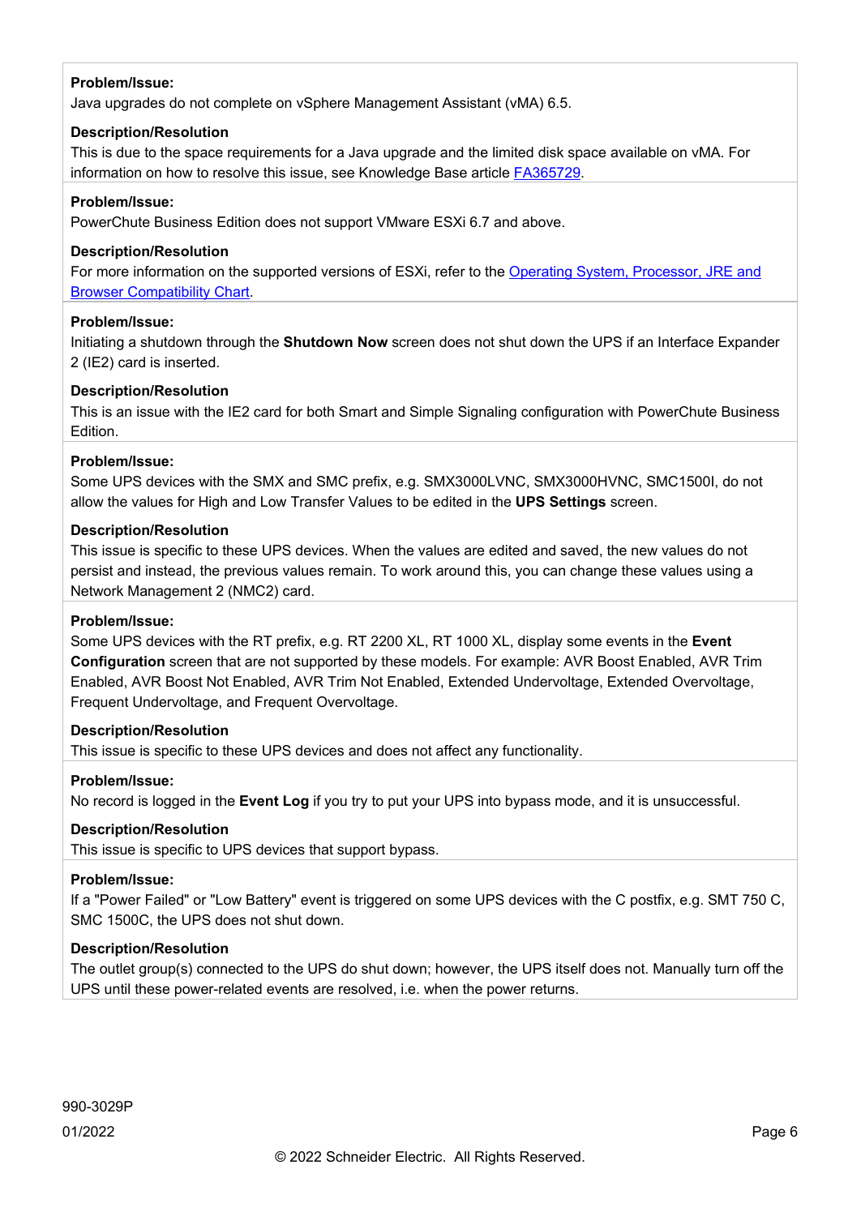**Problem/Issue:**

Java upgrades do not complete on vSphere Management Assistant (vMA) 6.5.

**Description/Resolution**

This is due to the space requirements for a Java upgrade and the limited disk space available on vMA. For information on how to resolve this issue, see Knowledge Base article FA365729.

**Problem/Issue:**

PowerChute Business Edition does not support VMware ESXi 6.7 and above.

**Description/Resolution**

For more information on the supported versions of ESXi, refer to the Operating System, Processor, JRE and Browser Compatibility Chart.

**Problem/Issue:**

Initiating a shutdown through the **Shutdown Now** screen does not shut down the UPS if an Interface Expander 2 (IE2) card is inserted.

**Description/Resolution**

This is an issue with the IE2 card for both Smart and Simple Signaling configuration with PowerChute Business Edition.

**Problem/Issue:**

Some UPS devices with the SMX and SMC prefix, e.g. SMX3000LVNC, SMX3000HVNC, SMC1500I, do not allow the values for High and Low Transfer Values to be edited in the **UPS Settings** screen.

**Description/Resolution**

This issue is specific to these UPS devices. When the values are edited and saved, the new values do not persist and instead, the previous values remain. To work around this, you can change these values using a Network Management 2 (NMC2) card.

**Problem/Issue:**

Some UPS devices with the RT prefix, e.g. RT 2200 XL, RT 1000 XL, display some events in the **Event Configuration** screen that are not supported by these models. For example: AVR Boost Enabled, AVR Trim Enabled, AVR Boost Not Enabled, AVR Trim Not Enabled, Extended Undervoltage, Extended Overvoltage, Frequent Undervoltage, and Frequent Overvoltage.

**Description/Resolution**

This issue is specific to these UPS devices and does not affect any functionality.

**Problem/Issue:**

No record is logged in the **Event Log** if you try to put your UPS into bypass mode, and it is unsuccessful.

**Description/Resolution**

This issue is specific to UPS devices that support bypass.

**Problem/Issue:**

If a "Power Failed" or "Low Battery" event is triggered on some UPS devices with the C postfix, e.g. SMT 750 C, SMC 1500C, the UPS does not shut down.

**Description/Resolution**

The outlet group(s) connected to the UPS do shut down; however, the UPS itself does not. Manually turn off the UPS until these power-related events are resolved, i.e. when the power returns.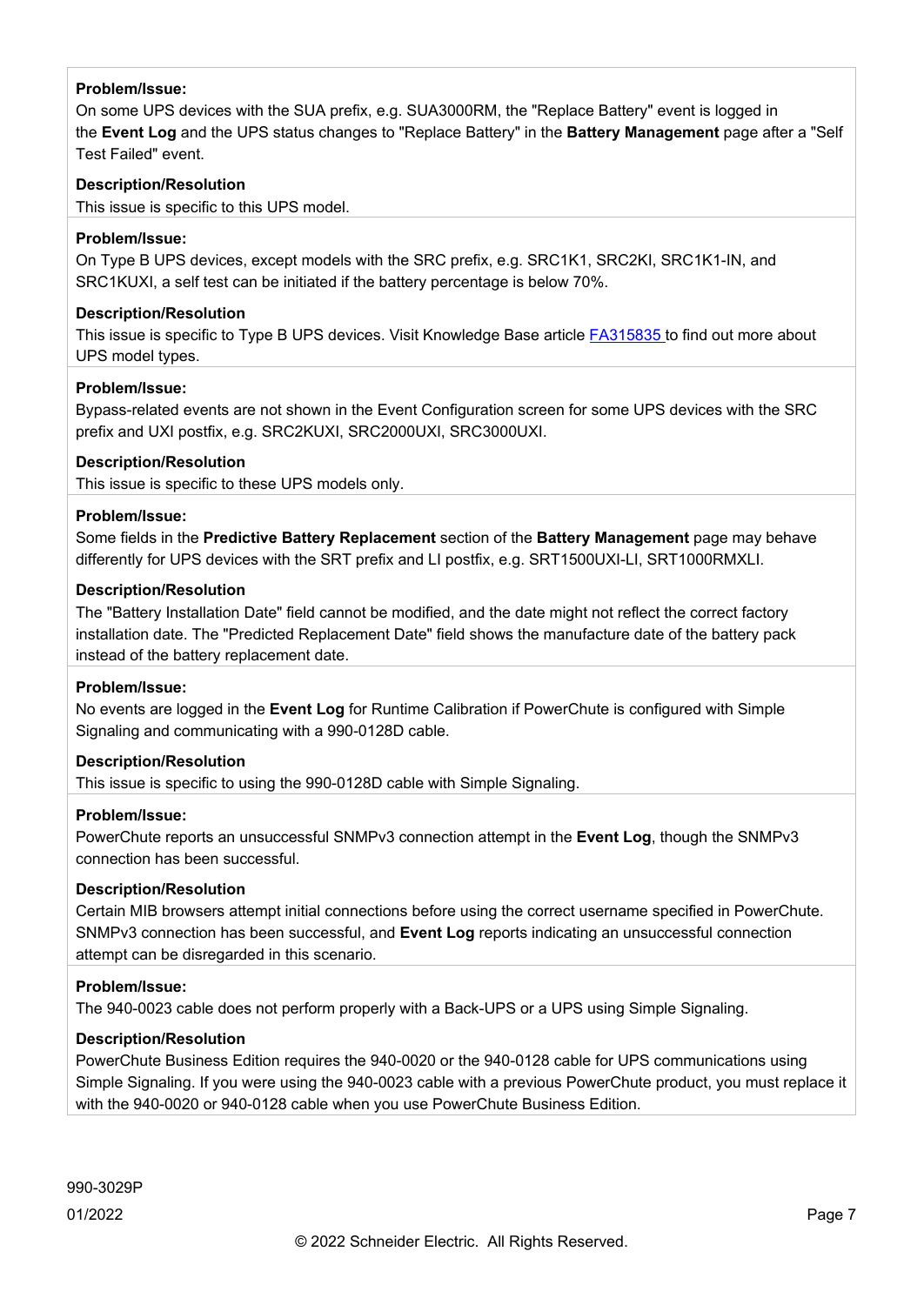**Problem/Issue:**

On some UPS devices with the SUA prefix, e.g. SUA3000RM, the "Replace Battery" event is logged in the **Event Log** and the UPS status changes to "Replace Battery" in the **Battery Management** page after a "Self Test Failed" event.

**Description/Resolution**

This issue is specific to this UPS model.

**Problem/Issue:**

On Type B UPS devices, except models with the SRC prefix, e.g. SRC1K1, SRC2KI, SRC1K1-IN, and SRC1KUXI, a self test can be initiated if the battery percentage is below 70%.

**Description/Resolution**

This issue is specific to Type B UPS devices. Visit Knowledge Base article FA315835 to find out more about UPS model types.

**Problem/Issue:**

Bypass-related events are not shown in the Event Configuration screen for some UPS devices with the SRC prefix and UXI postfix, e.g. SRC2KUXI, SRC2000UXI, SRC3000UXI.

**Description/Resolution**

This issue is specific to these UPS models only.

**Problem/Issue:**

Some fields in the **Predictive Battery Replacement** section of the **Battery Management** page may behave differently for UPS devices with the SRT prefix and LI postfix, e.g. SRT1500UXI-LI, SRT1000RMXLI.

**Description/Resolution**

The "Battery Installation Date" field cannot be modified, and the date might not reflect the correct factory installation date. The "Predicted Replacement Date" field shows the manufacture date of the battery pack instead of the battery replacement date.

**Problem/Issue:**

No events are logged in the **Event Log** for Runtime Calibration if PowerChute is configured with Simple Signaling and communicating with a 990-0128D cable.

**Description/Resolution**

This issue is specific to using the 990-0128D cable with Simple Signaling.

**Problem/Issue:**

PowerChute reports an unsuccessful SNMPv3 connection attempt in the **Event Log**, though the SNMPv3 connection has been successful.

**Description/Resolution**

Certain MIB browsers attempt initial connections before using the correct username specified in PowerChute. SNMPv3 connection has been successful, and **Event Log** reports indicating an unsuccessful connection attempt can be disregarded in this scenario.

**Problem/Issue:**

The 940-0023 cable does not perform properly with a Back-UPS or a UPS using Simple Signaling.

**Description/Resolution**

PowerChute Business Edition requires the 940-0020 or the 940-0128 cable for UPS communications using Simple Signaling. If you were using the 940-0023 cable with a previous PowerChute product, you must replace it with the 940-0020 or 940-0128 cable when you use PowerChute Business Edition.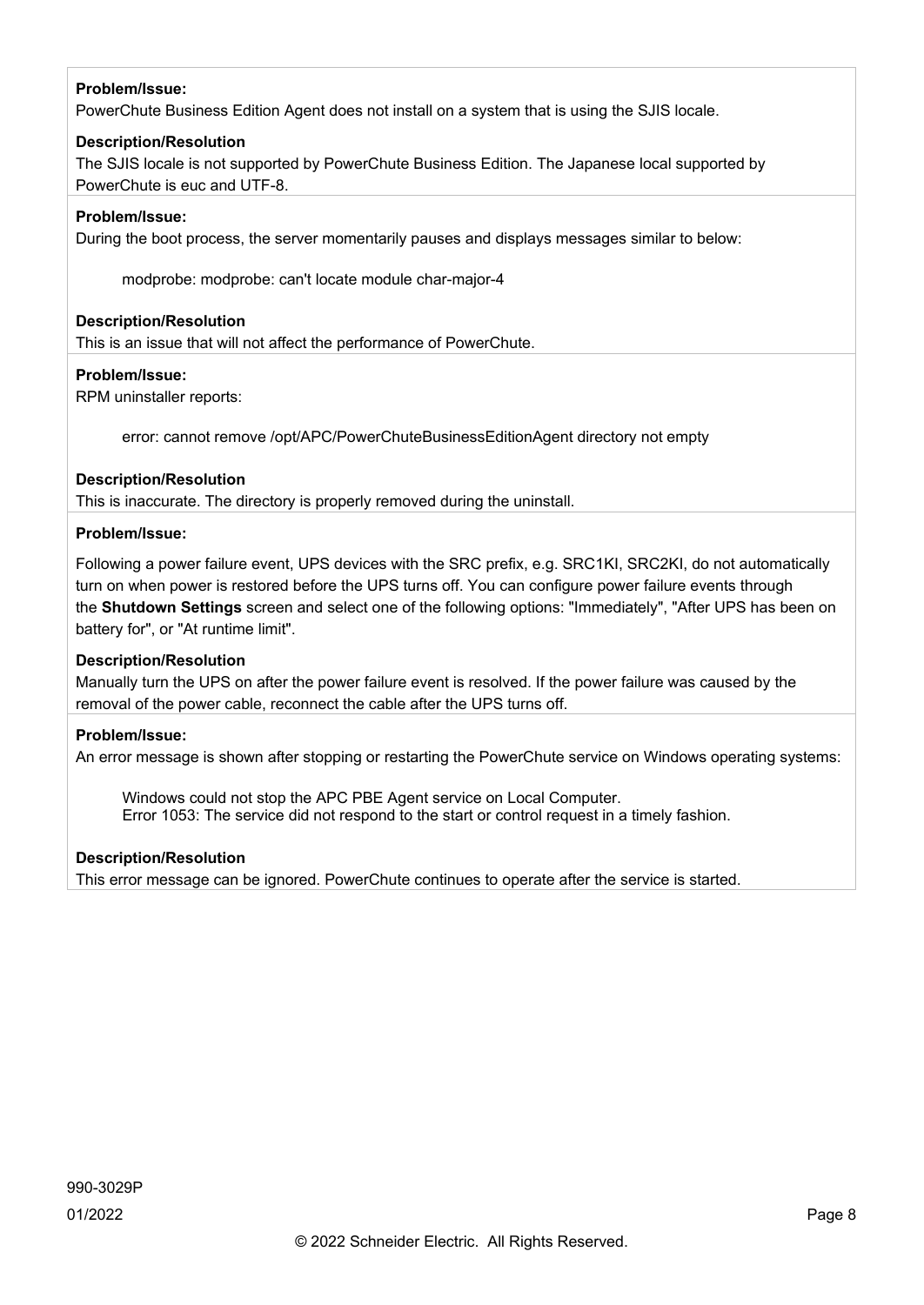**Problem/Issue:**

PowerChute Business Edition Agent does not install on a system that is using the SJIS locale.

**Description/Resolution**

The SJIS locale is not supported by PowerChute Business Edition. The Japanese local supported by PowerChute is euc and UTF-8.

**Problem/Issue:**

During the boot process, the server momentarily pauses and displays messages similar to below:

```
modprobe: modprobe: can't locate module char-major-4
```

**Description/Resolution**

This is an issue that will not affect the performance of PowerChute.

**Problem/Issue:**

RPM uninstaller reports:

```
error: cannot remove /opt/APC/PowerChuteBusinessEditionAgent directory not empty
```

**Description/Resolution**

This is inaccurate. The directory is properly removed during the uninstall.

**Problem/Issue:**

Following a power failure event, UPS devices with the SRC prefix, e.g. SRC1KI, SRC2KI, do not automatically turn on when power is restored before the UPS turns off. You can configure power failure events through the **Shutdown Settings** screen and select one of the following options: "Immediately", "After UPS has been on battery for", or "At runtime limit".

**Description/Resolution**

Manually turn the UPS on after the power failure event is resolved. If the power failure was caused by the removal of the power cable, reconnect the cable after the UPS turns off.

**Problem/Issue:**

An error message is shown after stopping or restarting the PowerChute service on Windows operating systems:

```
Windows could not stop the APC PBE Agent service on Local Computer.
Error 1053: The service did not respond to the start or control request in a timely fashion.
```

**Description/Resolution**

This error message can be ignored. PowerChute continues to operate after the service is started.

990-3029P

01/2022

© 2022 Schneider Electric. All Rights Reserved.